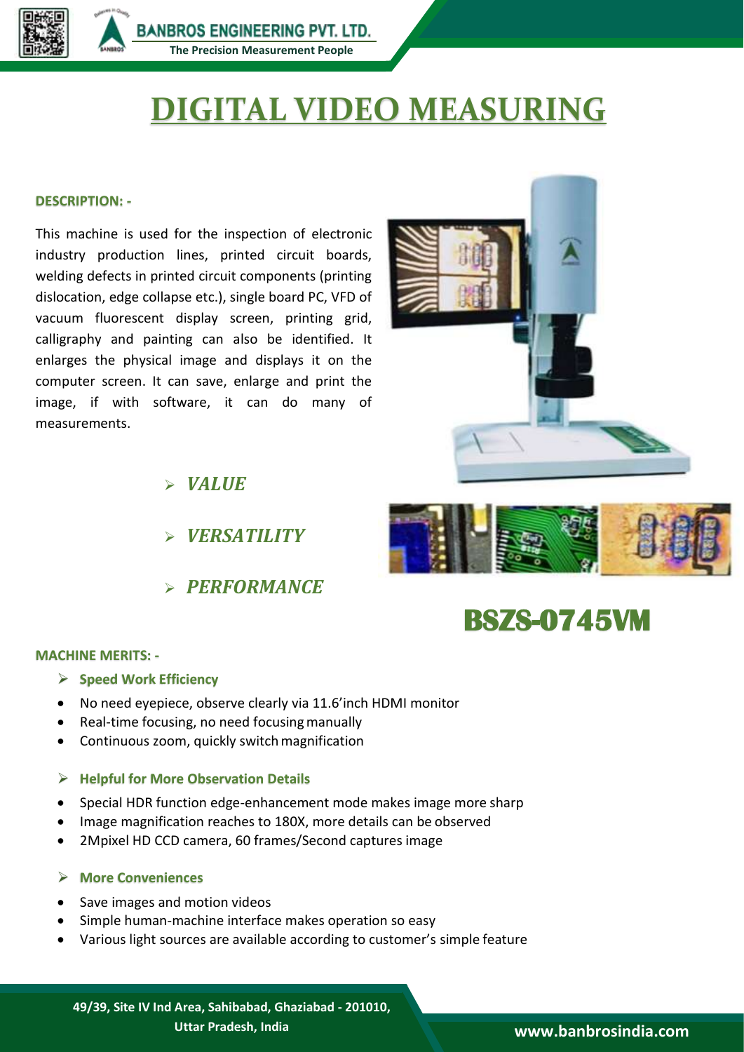# DIGITAL VIDEO MEASURING

**DESCRIPTION: -**

This machine is used for the inspection of electronic industry production lines, printed circuit boards, welding defects in printed circuit components (printing dislocation, edge collapse etc.), single board PC, VFD of vacuum fluorescent display screen, printing grid, calligraphy and painting can also be identified. It enlarges the physical image and displays it on the computer screen. It can save, enlarge and print the image, if with software, it can do many of measurements.

- ***VALUE***
- ***VERSATILITY***
- ***PERFORMANCE***

## BSZS-0745VM

**MACHINE MERITS: -**

- **Speed Work Efficiency**
  - No need eyepiece, observe clearly via 11.6'inch HDMI monitor
  - Real-time focusing, no need focusing manually
  - Continuous zoom, quickly switch magnification

- **Helpful for More Observation Details**
  - Special HDR function edge-enhancement mode makes image more sharp
  - Image magnification reaches to 180X, more details can be observed
  - 2Mpixel HD CCD camera, 60 frames/Second captures image

- **More Conveniences**
  - Save images and motion videos
  - Simple human-machine interface makes operation so easy
  - Various light sources are available according to customer's simple feature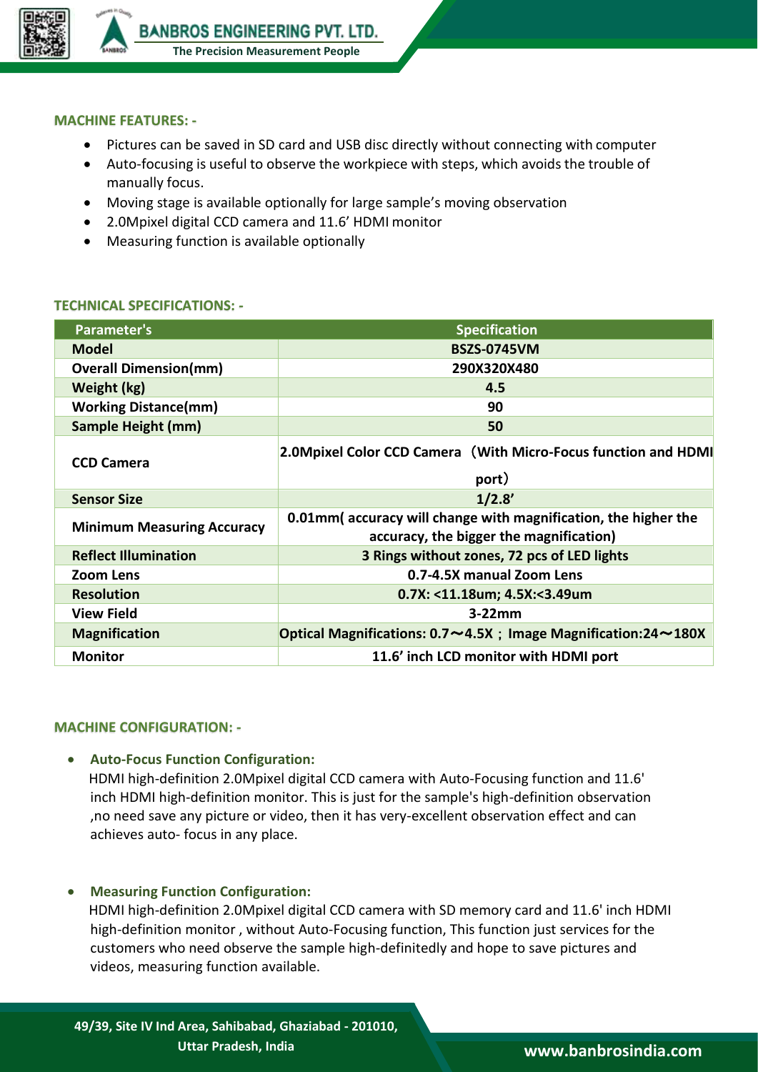## MACHINE FEATURES: -

- Pictures can be saved in SD card and USB disc directly without connecting with computer
- Auto-focusing is useful to observe the workpiece with steps, which avoids the trouble of manually focus.
- Moving stage is available optionally for large sample's moving observation
- 2.0Mpixel digital CCD camera and 11.6' HDMI monitor
- Measuring function is available optionally

## TECHNICAL SPECIFICATIONS: -

| Parameter's | Specification |
|---|---|
| **Model** | **BSZS-0745VM** |
| **Overall Dimension(mm)** | **290X320X480** |
| **Weight (kg)** | **4.5** |
| **Working Distance(mm)** | **90** |
| **Sample Height (mm)** | **50** |
| **CCD Camera** | **2.0Mpixel Color CCD Camera （With Micro-Focus function and HDMI port）** |
| **Sensor Size** | **1/2.8'** |
| **Minimum Measuring Accuracy** | **0.01mm( accuracy will change with magnification, the higher the accuracy, the bigger the magnification)** |
| **Reflect Illumination** | **3 Rings without zones, 72 pcs of LED lights** |
| **Zoom Lens** | **0.7-4.5X manual Zoom Lens** |
| **Resolution** | **0.7X: <11.18um; 4.5X:<3.49um** |
| **View Field** | **3-22mm** |
| **Magnification** | **Optical Magnifications: 0.7～4.5X；Image Magnification:24～180X** |
| **Monitor** | **11.6' inch LCD monitor with HDMI port** |

## MACHINE CONFIGURATION: -

- **Auto-Focus Function Configuration:**
  HDMI high-definition 2.0Mpixel digital CCD camera with Auto-Focusing function and 11.6' inch HDMI high-definition monitor. This is just for the sample's high-definition observation ,no need save any picture or video, then it has very-excellent observation effect and can achieves auto- focus in any place.

- **Measuring Function Configuration:**
  HDMI high-definition 2.0Mpixel digital CCD camera with SD memory card and 11.6' inch HDMI high-definition monitor , without Auto-Focusing function, This function just services for the customers who need observe the sample high-definitedly and hope to save pictures and videos, measuring function available.